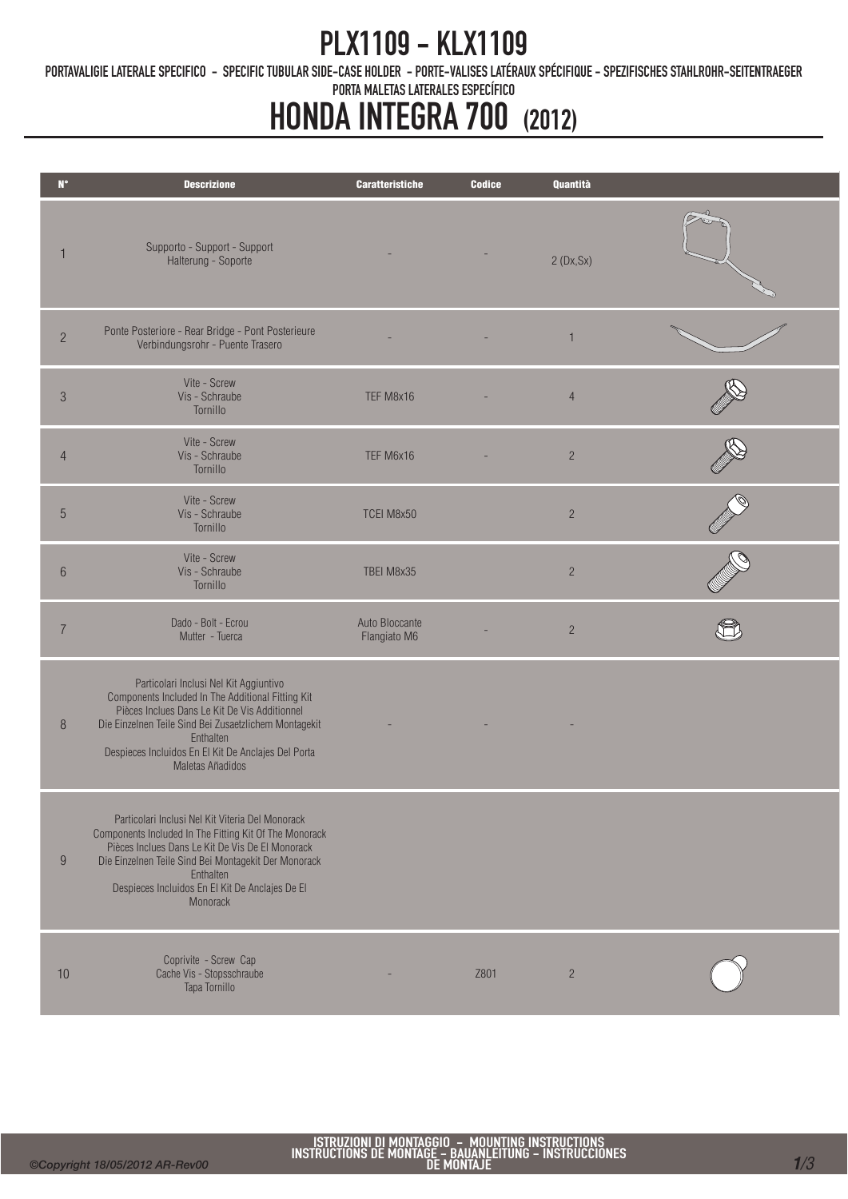# PLX1109 - KLX1109

PORTAVALIGIE LATERALE SPECIFICO - SPECIFIC TUBULAR SIDE-CASE HOLDER - PORTE-VALISES LATÉRAUX SPÉCIFIQUE - SPEZIFISCHES STAHLROHR-SEITENTRAEGER
PORTA MALETAS LATERALES ESPECÍFICO

# HONDA INTEGRA 700 (2012)

| N° | Descrizione | Caratteristiche | Codice | Quantità |
|---|---|---|---|---|
| 1 | Supporto - Support - Support Halterung - Soporte | - | - | 2 (Dx,Sx) |
| 2 | Ponte Posteriore - Rear Bridge - Pont Posterieure Verbindungsrohr - Puente Trasero | - | - | 1 |
| 3 | Vite - Screw Vis - Schraube Tornillo | TEF M8x16 | - | 4 |
| 4 | Vite - Screw Vis - Schraube Tornillo | TEF M6x16 | - | 2 |
| 5 | Vite - Screw Vis - Schraube Tornillo | TCEI M8x50 | | 2 |
| 6 | Vite - Screw Vis - Schraube Tornillo | TBEI M8x35 | | 2 |
| 7 | Dado - Bolt - Ecrou Mutter - Tuerca | Auto Bloccante Flangiato M6 | - | 2 |
| 8 | Particolari Inclusi Nel Kit Aggiuntivo Components Included In The Additional Fitting Kit Pièces Inclues Dans Le Kit De Vis Additionnel Die Einzelnen Teile Sind Bei Zusaetzlichem Montagekit Enthalten Despieces Incluidos En El Kit De Anclajes Del Porta Maletas Añadidos | - | - | - |
| 9 | Particolari Inclusi Nel Kit Viteria Del Monorack Components Included In The Fitting Kit Of The Monorack Pièces Inclues Dans Le Kit De Vis De El Monorack Die Einzelnen Teile Sind Bei Montagekit Der Monorack Enthalten Despieces Incluidos En El Kit De Anclajes De El Monorack | | | |
| 10 | Coprivite - Screw Cap Cache Vis - Stopsschraube Tapa Tornillo | - | Z801 | 2 |

ISTRUZIONI DI MONTAGGIO - MOUNTING INSTRUCTIONS
INSTRUCTIONS DE MONTAGE - BAUANLEITUNG - INSTRUCCIONES DE MONTAJE

©Copyright 18/05/2012 AR-Rev00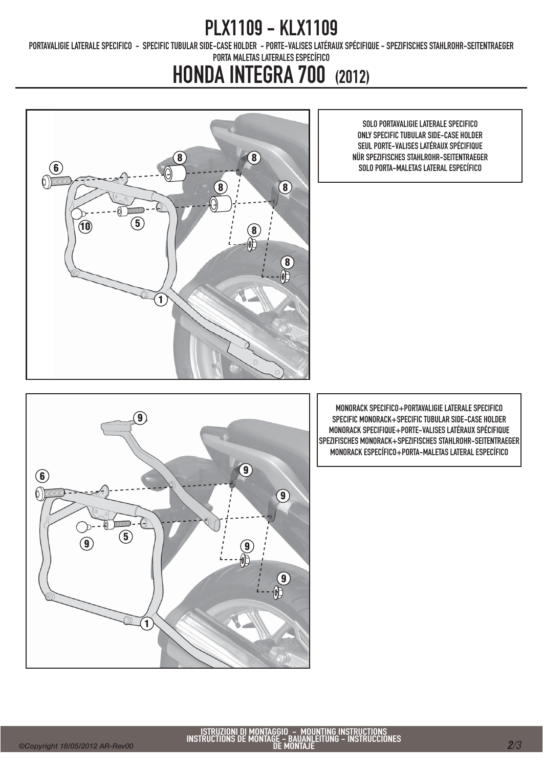# PLX1109 - KLX1109

PORTAVALIGIE LATERALE SPECIFICO - SPECIFIC TUBULAR SIDE-CASE HOLDER - PORTE-VALISES LATÉRAUX SPÉCIFIQUE - SPEZIFISCHES STAHLROHR-SEITENTRAEGER
PORTA MALETAS LATERALES ESPECÍFICO

# HONDA INTEGRA 700 (2012)

SOLO PORTAVALIGIE LATERALE SPECIFICO
ONLY SPECIFIC TUBULAR SIDE-CASE HOLDER
SEUL PORTE-VALISES LATÉRAUX SPÉCIFIQUE
NÜR SPEZIFISCHES STAHLROHR-SEITENTRAEGER
SOLO PORTA-MALETAS LATERAL ESPECÍFICO

MONORACK SPECIFICO+PORTAVALIGIE LATERALE SPECIFICO
SPECIFIC MONORACK+SPECIFIC TUBULAR SIDE-CASE HOLDER
MONORACK SPECIFIQUE+PORTE-VALISES LATÉRAUX SPÉCIFIQUE
SPEZIFISCHES MONORACK+SPEZIFISCHES STAHLROHR-SEITENTRAEGER
MONORACK ESPECÍFICO+PORTA-MALETAS LATERAL ESPECÍFICO

ISTRUZIONI DI MONTAGGIO - MOUNTING INSTRUCTIONS
INSTRUCTIONS DE MONTAGE - BAUANLEITUNG - INSTRUCCIONES DE MONTAJE

©Copyright 18/05/2012 AR-Rev00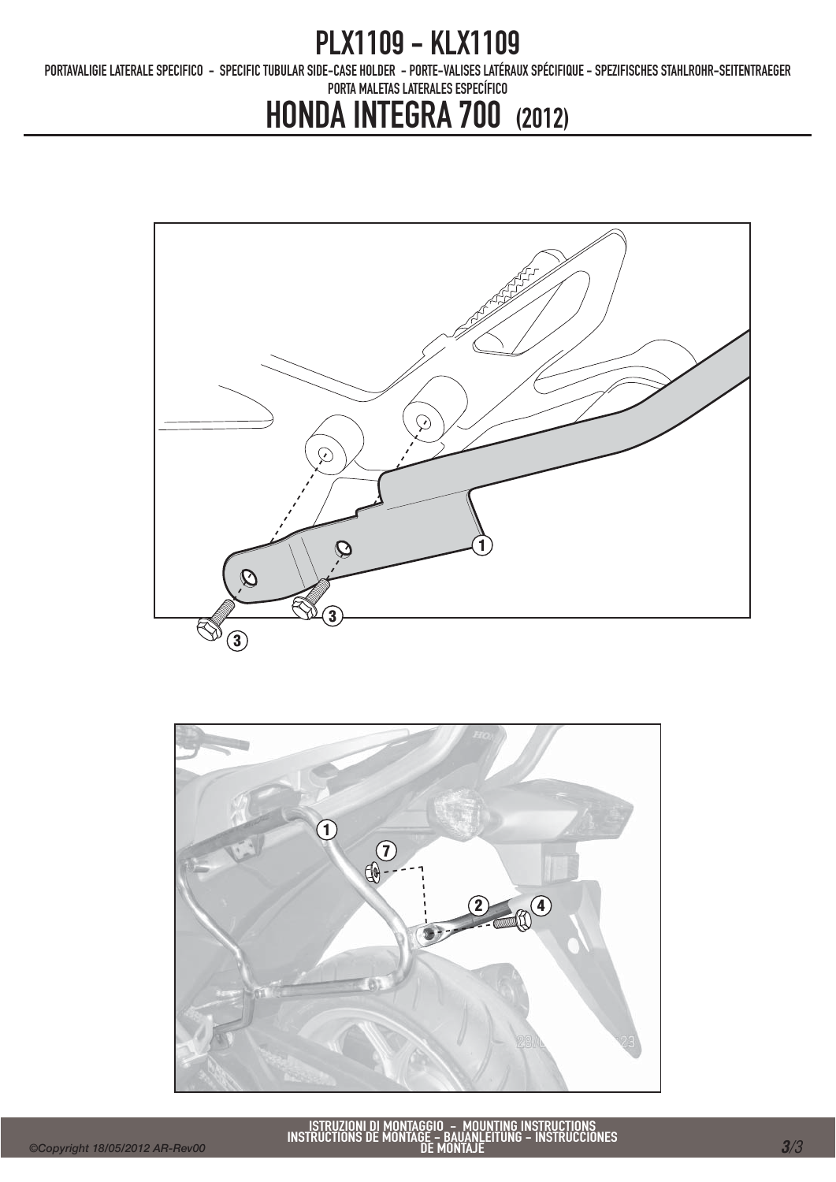# PLX1109 - KLX1109

PORTAVALIGIE LATERALE SPECIFICO - SPECIFIC TUBULAR SIDE-CASE HOLDER - PORTE-VALISES LATÉRAUX SPÉCIFIQUE - SPEZIFISCHES STAHLROHR-SEITENTRAEGER
PORTA MALETAS LATERALES ESPECÍFICO

# HONDA INTEGRA 700 (2012)

1
3
3

1
7
2
4

ISTRUZIONI DI MONTAGGIO - MOUNTING INSTRUCTIONS
INSTRUCTIONS DE MONTAGE - BAUANLEITUNG - INSTRUCCIONES DE MONTAJE

©Copyright 18/05/2012 AR-Rev00